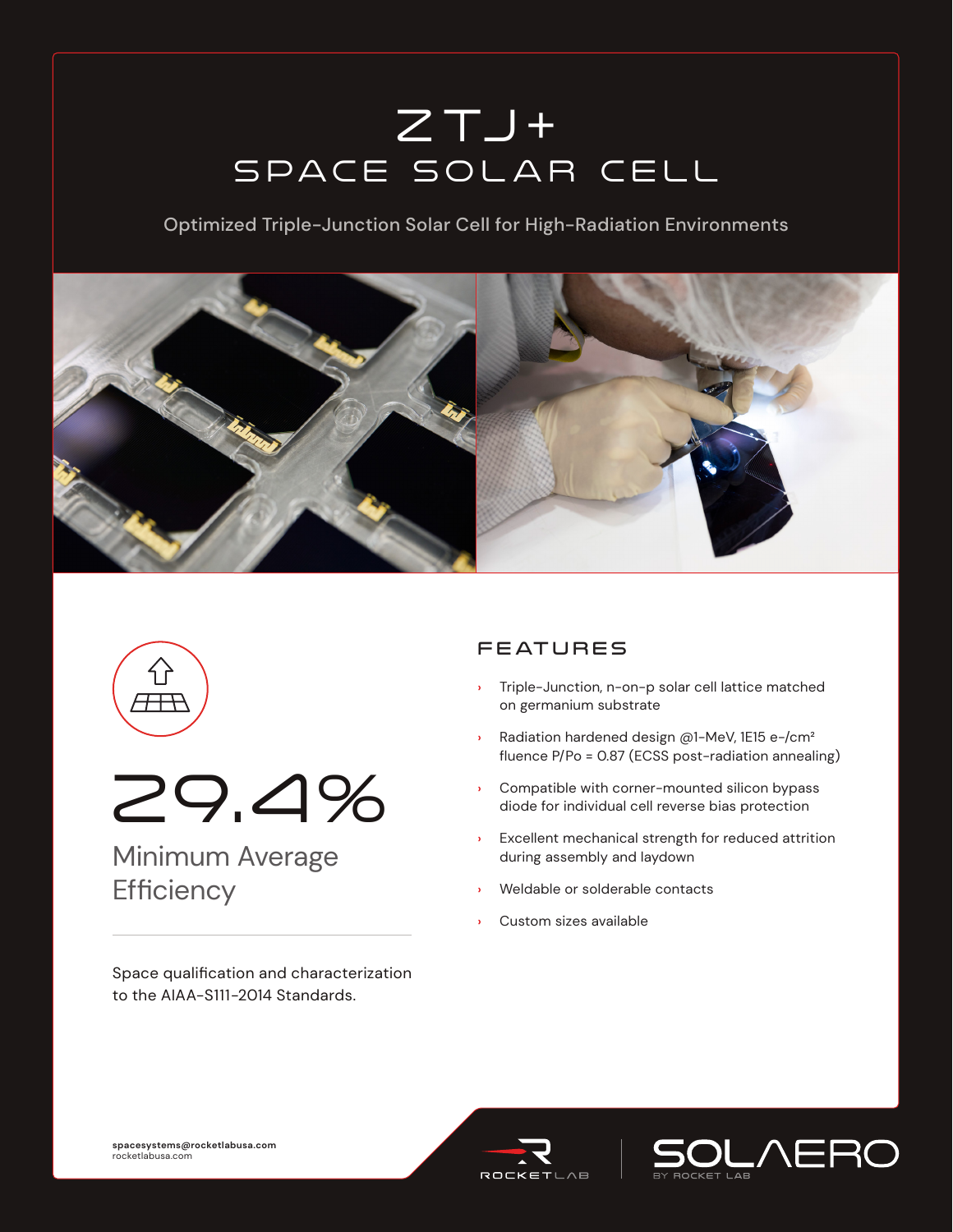# ZTJ+

## SPACE SOLAR CELL

Optimized Triple-Junction Solar Cell for High-Radiation Environments

# 29.4%

Minimum Average Efficiency

Space qualification and characterization to the AIAA-S111-2014 Standards.

### FEATURES

- Triple-Junction, n-on-p solar cell lattice matched on germanium substrate
- Radiation hardened design @1-MeV, 1E15 e-/cm$^2$ fluence P/Po = 0.87 (ECSS post-radiation annealing)
- Compatible with corner-mounted silicon bypass diode for individual cell reverse bias protection
- Excellent mechanical strength for reduced attrition during assembly and laydown
- Weldable or solderable contacts
- Custom sizes available

**spacesystems@rocketlabusa.com**
rocketlabusa.com

ROCKET LAB

SOLAERO BY ROCKET LAB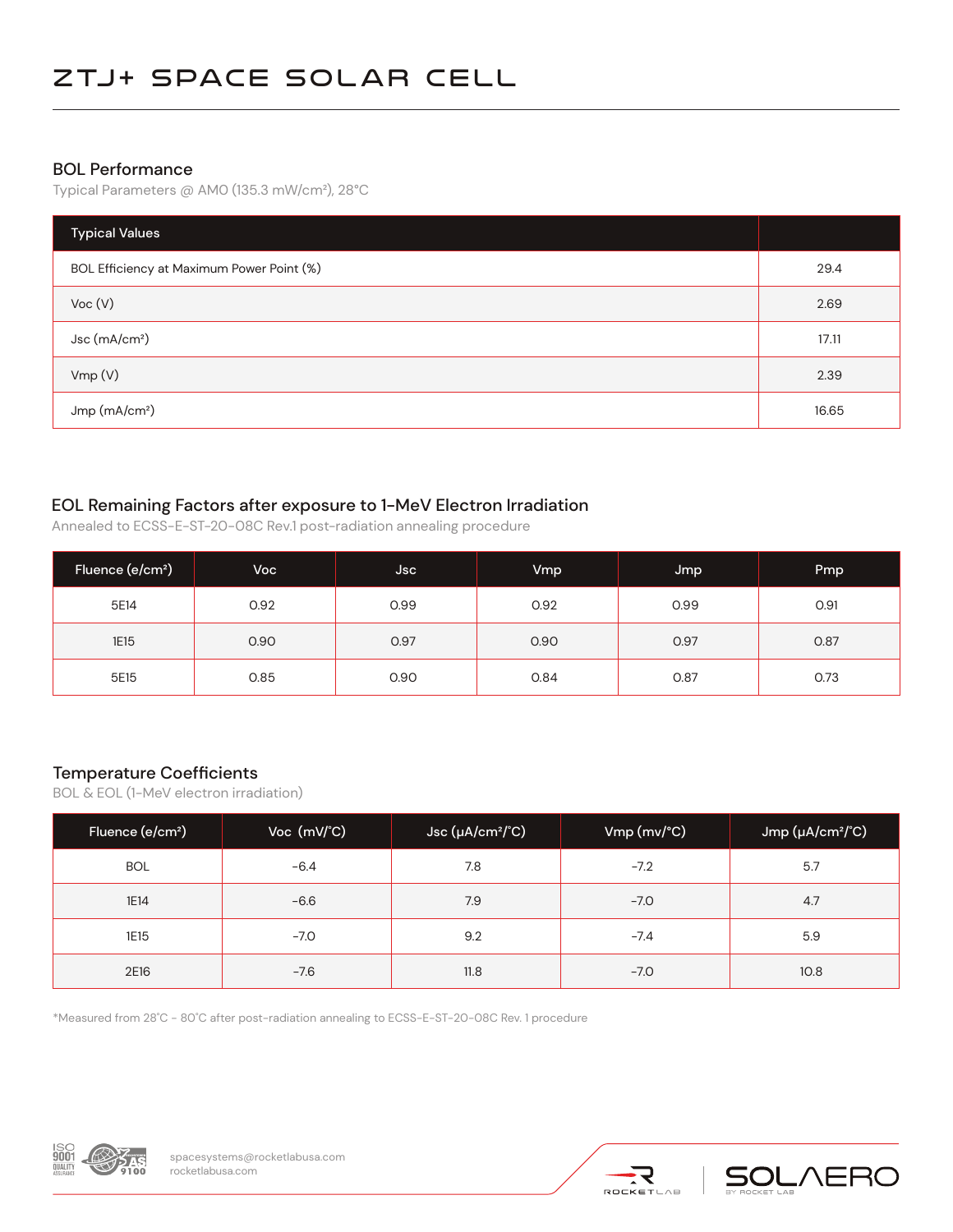# ZTJ+ SPACE SOLAR CELL

## BOL Performance

Typical Parameters @ AM0 (135.3 mW/cm²), 28°C

| Typical Values | |
|---|---|
| BOL Efficiency at Maximum Power Point (%) | 29.4 |
| Voc (V) | 2.69 |
| Jsc (mA/cm²) | 17.11 |
| Vmp (V) | 2.39 |
| Jmp (mA/cm²) | 16.65 |

## EOL Remaining Factors after exposure to 1-MeV Electron Irradiation

Annealed to ECSS-E-ST-20-08C Rev.1 post-radiation annealing procedure

| Fluence (e/cm²) | Voc | Jsc | Vmp | Jmp | Pmp |
|---|---|---|---|---|---|
| 5E14 | 0.92 | 0.99 | 0.92 | 0.99 | 0.91 |
| 1E15 | 0.90 | 0.97 | 0.90 | 0.97 | 0.87 |
| 5E15 | 0.85 | 0.90 | 0.84 | 0.87 | 0.73 |

## Temperature Coefficients

BOL & EOL (1-MeV electron irradiation)

| Fluence (e/cm²) | Voc (mV/°C) | Jsc (μA/cm²/°C) | Vmp (mv/°C) | Jmp (μA/cm²/°C) |
|---|---|---|---|---|
| BOL | -6.4 | 7.8 | -7.2 | 5.7 |
| 1E14 | -6.6 | 7.9 | -7.0 | 4.7 |
| 1E15 | -7.0 | 9.2 | -7.4 | 5.9 |
| 2E16 | -7.6 | 11.8 | -7.0 | 10.8 |

*Measured from 28°C - 80°C after post-radiation annealing to ECSS-E-ST-20-08C Rev. 1 procedure

spacesystems@rocketlabusa.com
rocketlabusa.com